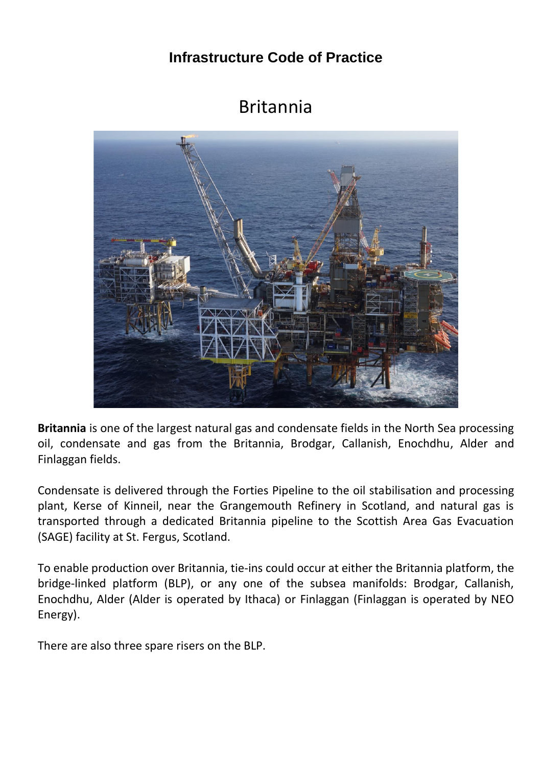**Infrastructure Code of Practice**

# Britannia

**Britannia** is one of the largest natural gas and condensate fields in the North Sea processing oil, condensate and gas from the Britannia, Brodgar, Callanish, Enochdhu, Alder and Finlaggan fields.

Condensate is delivered through the Forties Pipeline to the oil stabilisation and processing plant, Kerse of Kinneil, near the Grangemouth Refinery in Scotland, and natural gas is transported through a dedicated Britannia pipeline to the Scottish Area Gas Evacuation (SAGE) facility at St. Fergus, Scotland.

To enable production over Britannia, tie-ins could occur at either the Britannia platform, the bridge-linked platform (BLP), or any one of the subsea manifolds: Brodgar, Callanish, Enochdhu, Alder (Alder is operated by Ithaca) or Finlaggan (Finlaggan is operated by NEO Energy).

There are also three spare risers on the BLP.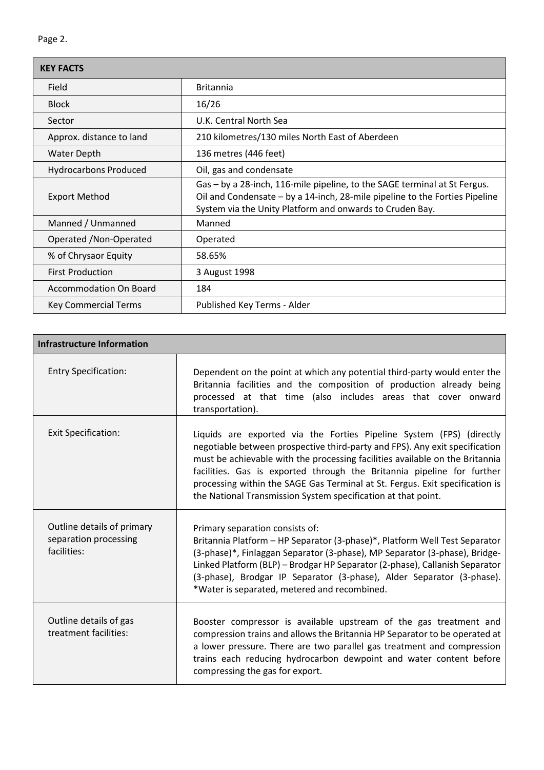| KEY FACTS | |
|---|---|
| Field | Britannia |
| Block | 16/26 |
| Sector | U.K. Central North Sea |
| Approx. distance to land | 210 kilometres/130 miles North East of Aberdeen |
| Water Depth | 136 metres (446 feet) |
| Hydrocarbons Produced | Oil, gas and condensate |
| Export Method | Gas – by a 28-inch, 116-mile pipeline, to the SAGE terminal at St Fergus. Oil and Condensate – by a 14-inch, 28-mile pipeline to the Forties Pipeline System via the Unity Platform and onwards to Cruden Bay. |
| Manned / Unmanned | Manned |
| Operated /Non-Operated | Operated |
| % of Chrysaor Equity | 58.65% |
| First Production | 3 August 1998 |
| Accommodation On Board | 184 |
| Key Commercial Terms | Published Key Terms - Alder |

| Infrastructure Information | |
|---|---|
| Entry Specification: | Dependent on the point at which any potential third-party would enter the Britannia facilities and the composition of production already being processed at that time (also includes areas that cover onward transportation). |
| Exit Specification: | Liquids are exported via the Forties Pipeline System (FPS) (directly negotiable between prospective third-party and FPS). Any exit specification must be achievable with the processing facilities available on the Britannia facilities. Gas is exported through the Britannia pipeline for further processing within the SAGE Gas Terminal at St. Fergus. Exit specification is the National Transmission System specification at that point. |
| Outline details of primary separation processing facilities: | Primary separation consists of: Britannia Platform – HP Separator (3-phase)*, Platform Well Test Separator (3-phase)*, Finlaggan Separator (3-phase), MP Separator (3-phase), Bridge-Linked Platform (BLP) – Brodgar HP Separator (2-phase), Callanish Separator (3-phase), Brodgar IP Separator (3-phase), Alder Separator (3-phase). *Water is separated, metered and recombined. |
| Outline details of gas treatment facilities: | Booster compressor is available upstream of the gas treatment and compression trains and allows the Britannia HP Separator to be operated at a lower pressure. There are two parallel gas treatment and compression trains each reducing hydrocarbon dewpoint and water content before compressing the gas for export. |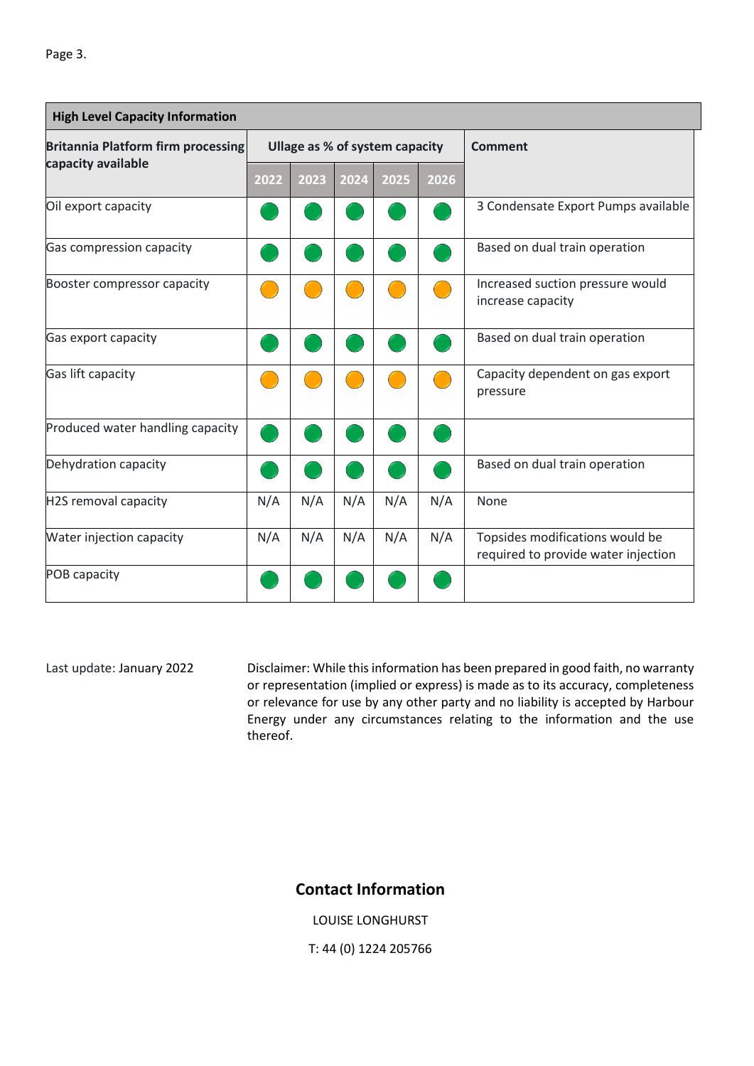| High Level Capacity Information | | | | | | |
|---|---|---|---|---|---|---|
| **Britannia Platform firm processing capacity available** | **Ullage as % of system capacity** | | | | | **Comment** |
| | **2022** | **2023** | **2024** | **2025** | **2026** | |
| Oil export capacity | Green | Green | Green | Green | Green | 3 Condensate Export Pumps available |
| Gas compression capacity | Green | Green | Green | Green | Green | Based on dual train operation |
| Booster compressor capacity | Amber | Amber | Amber | Amber | Amber | Increased suction pressure would increase capacity |
| Gas export capacity | Green | Green | Green | Green | Green | Based on dual train operation |
| Gas lift capacity | Amber | Amber | Amber | Amber | Amber | Capacity dependent on gas export pressure |
| Produced water handling capacity | Green | Green | Green | Green | Green | |
| Dehydration capacity | Green | Green | Green | Green | Green | Based on dual train operation |
| $H_2S$ removal capacity | N/A | N/A | N/A | N/A | N/A | None |
| Water injection capacity | N/A | N/A | N/A | N/A | N/A | Topsides modifications would be required to provide water injection |
| POB capacity | Green | Green | Green | Green | Green | |

Last update: January 2022

Disclaimer: While this information has been prepared in good faith, no warranty or representation (implied or express) is made as to its accuracy, completeness or relevance for use by any other party and no liability is accepted by Harbour Energy under any circumstances relating to the information and the use thereof.

## Contact Information

LOUISE LONGHURST

T: 44 (0) 1224 205766